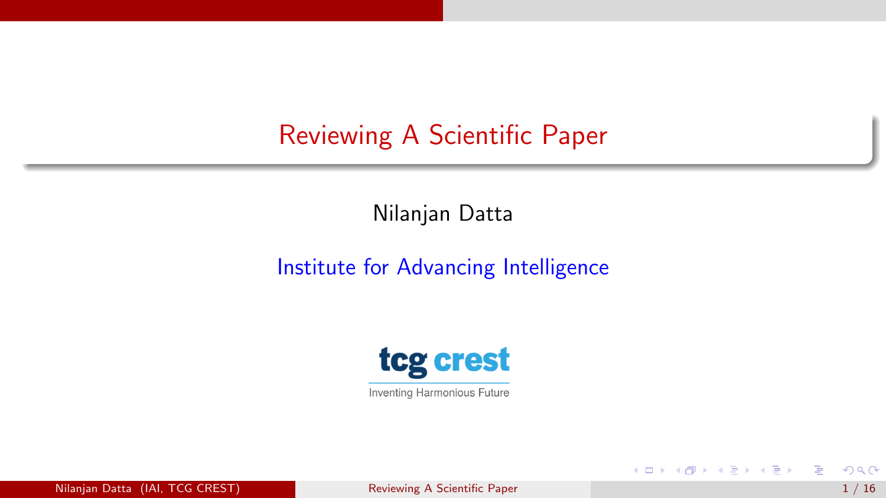# Reviewing A Scientific Paper

Nilanjan Datta

Institute for Advancing Intelligence

tcg crest

Inventing Harmonious Future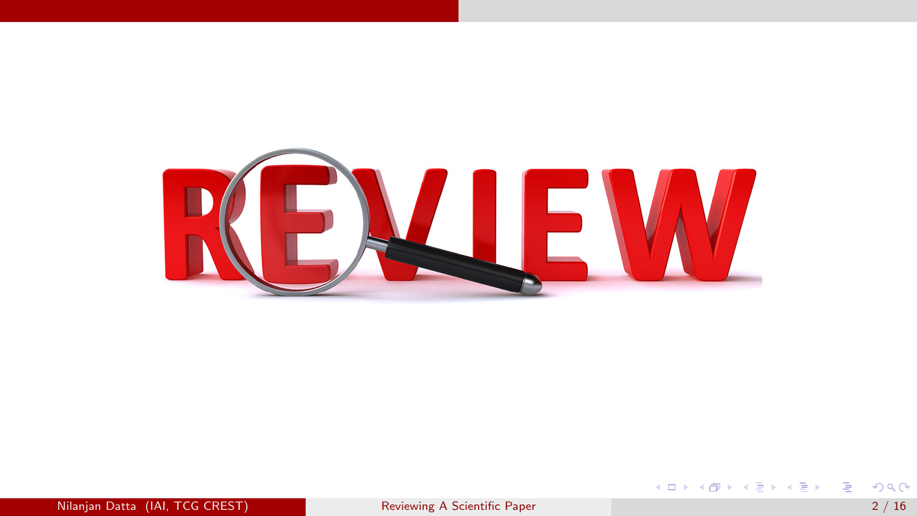REVIEW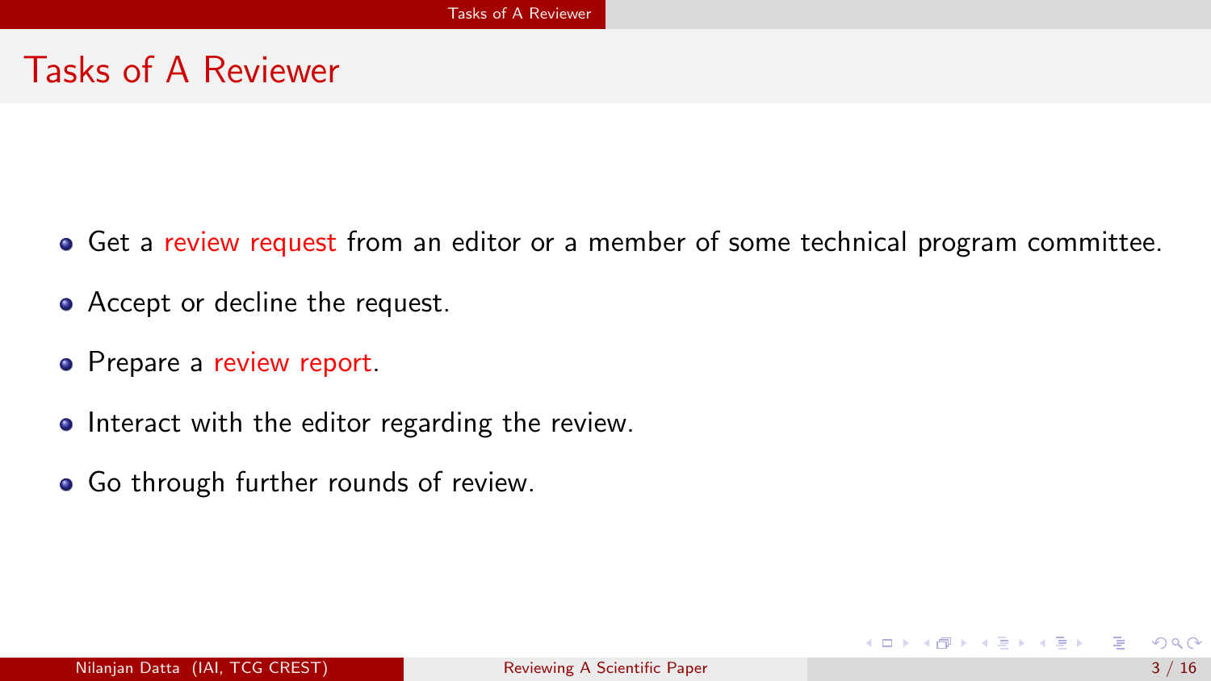# Tasks of A Reviewer

- Get a review request from an editor or a member of some technical program committee.
- Accept or decline the request.
- Prepare a review report.
- Interact with the editor regarding the review.
- Go through further rounds of review.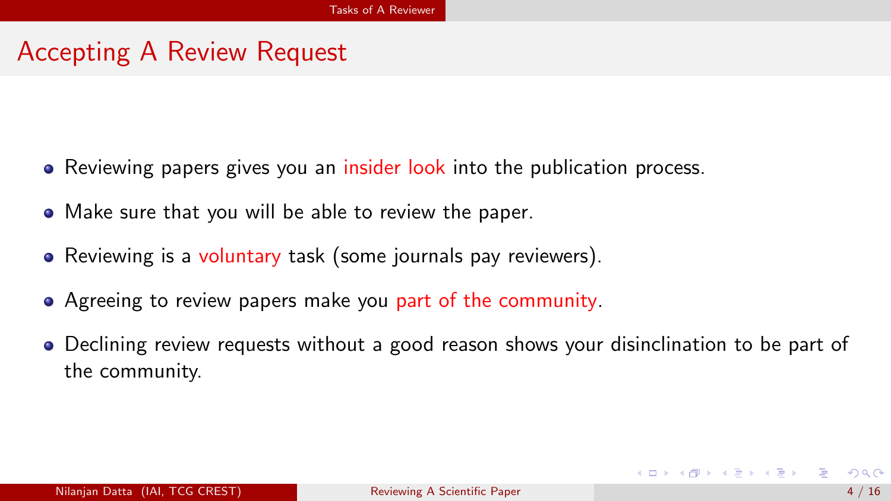## Accepting A Review Request

- Reviewing papers gives you an insider look into the publication process.
- Make sure that you will be able to review the paper.
- Reviewing is a voluntary task (some journals pay reviewers).
- Agreeing to review papers make you part of the community.
- Declining review requests without a good reason shows your disinclination to be part of the community.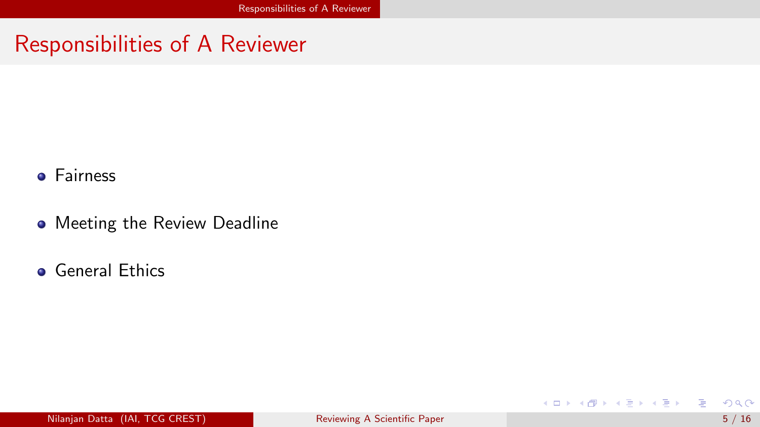# Responsibilities of A Reviewer

- Fairness
- Meeting the Review Deadline
- General Ethics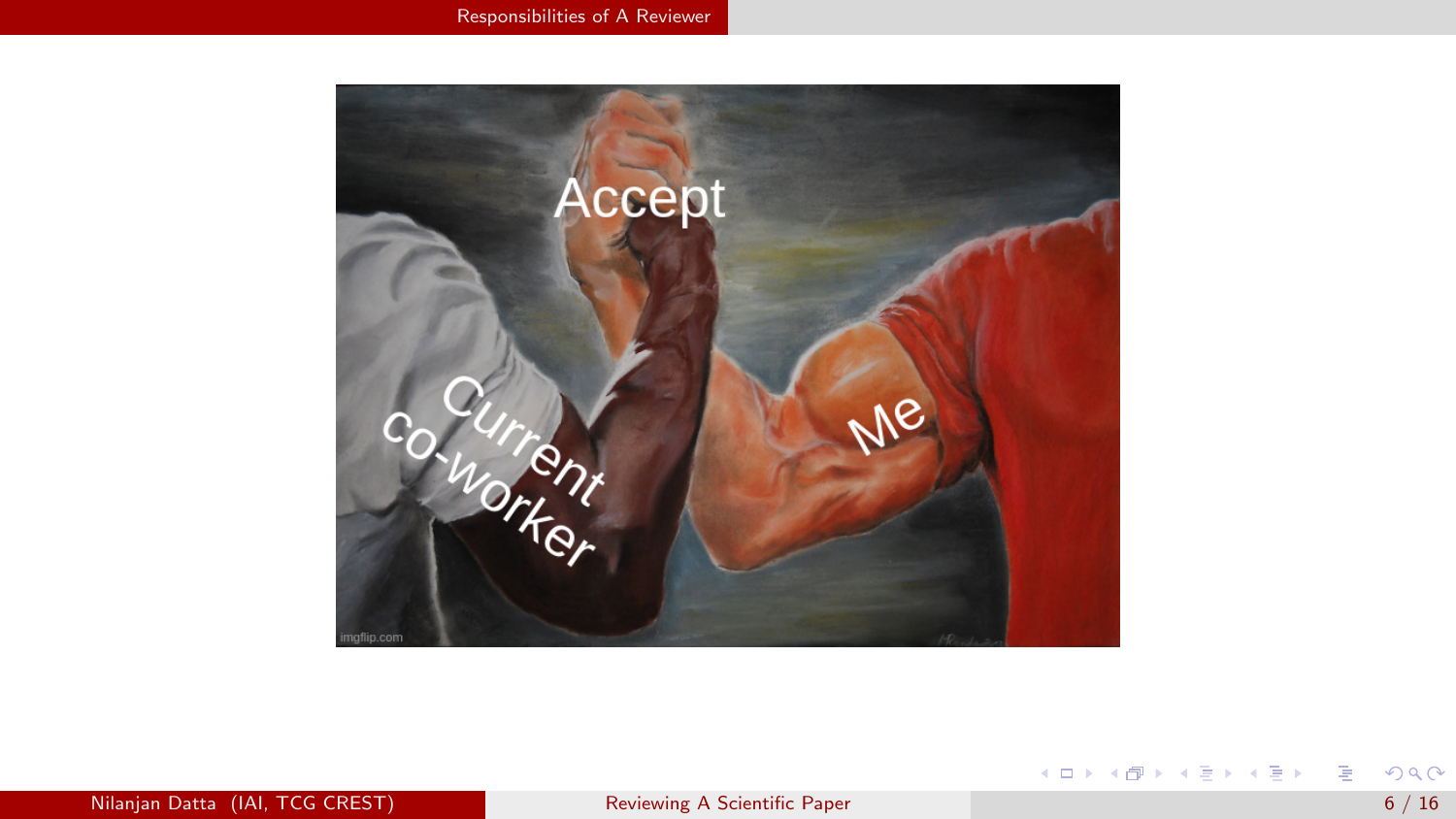Accept

Current co-worker

Me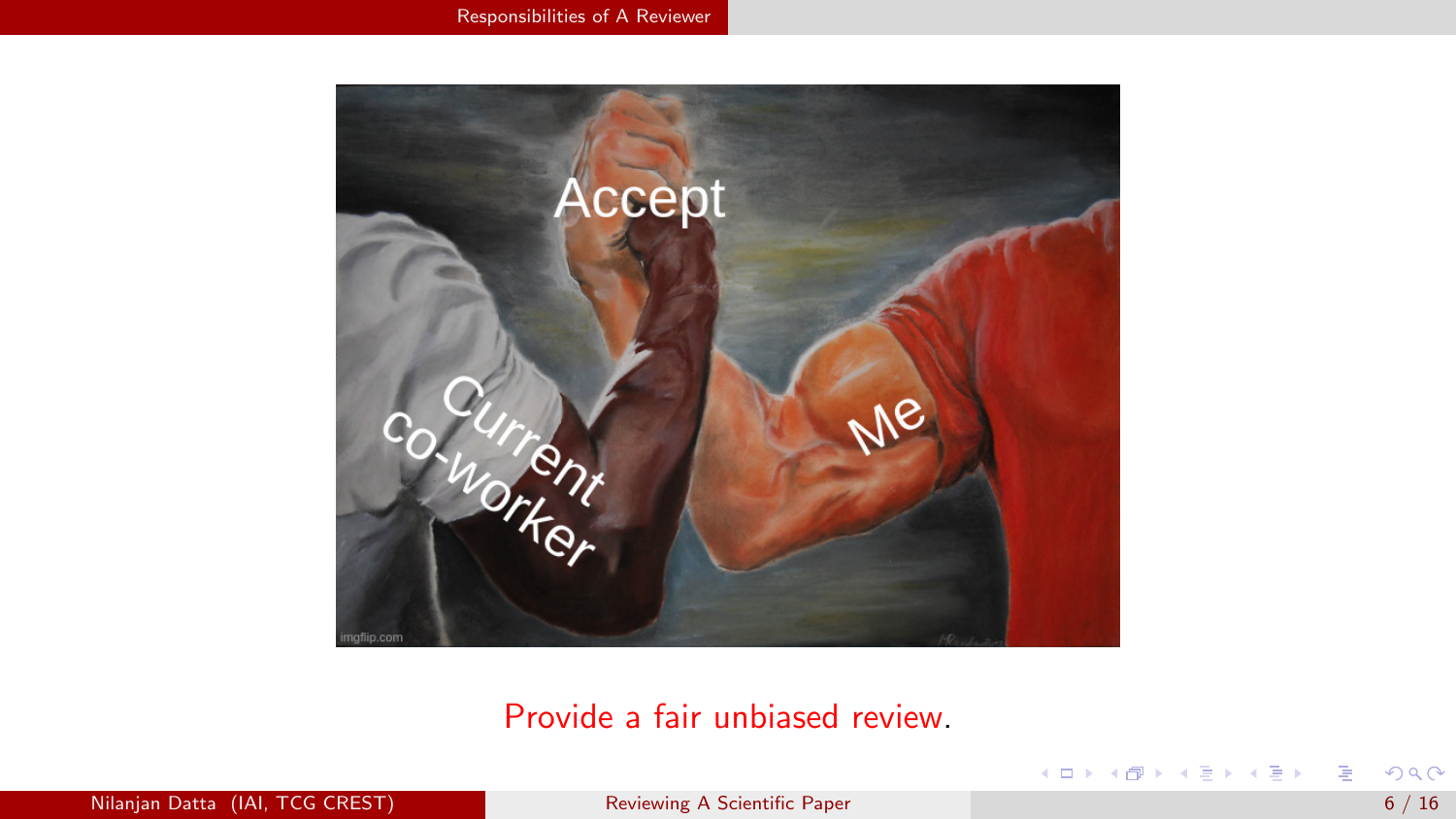## Responsibilities of A Reviewer

Provide a fair unbiased review.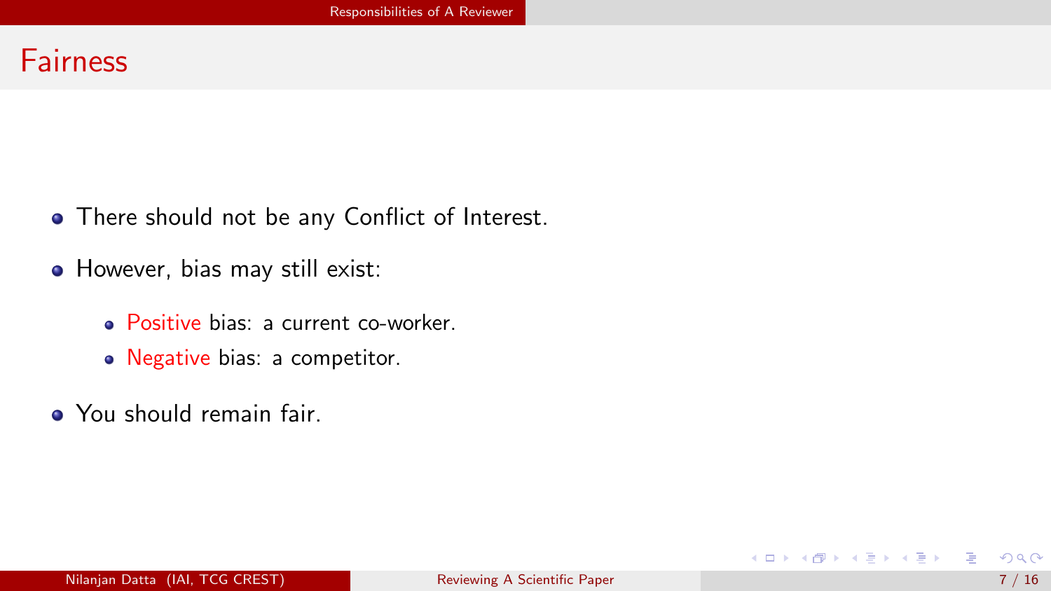# Fairness

- There should not be any Conflict of Interest.
- However, bias may still exist:
  - Positive bias: a current co-worker.
  - Negative bias: a competitor.
- You should remain fair.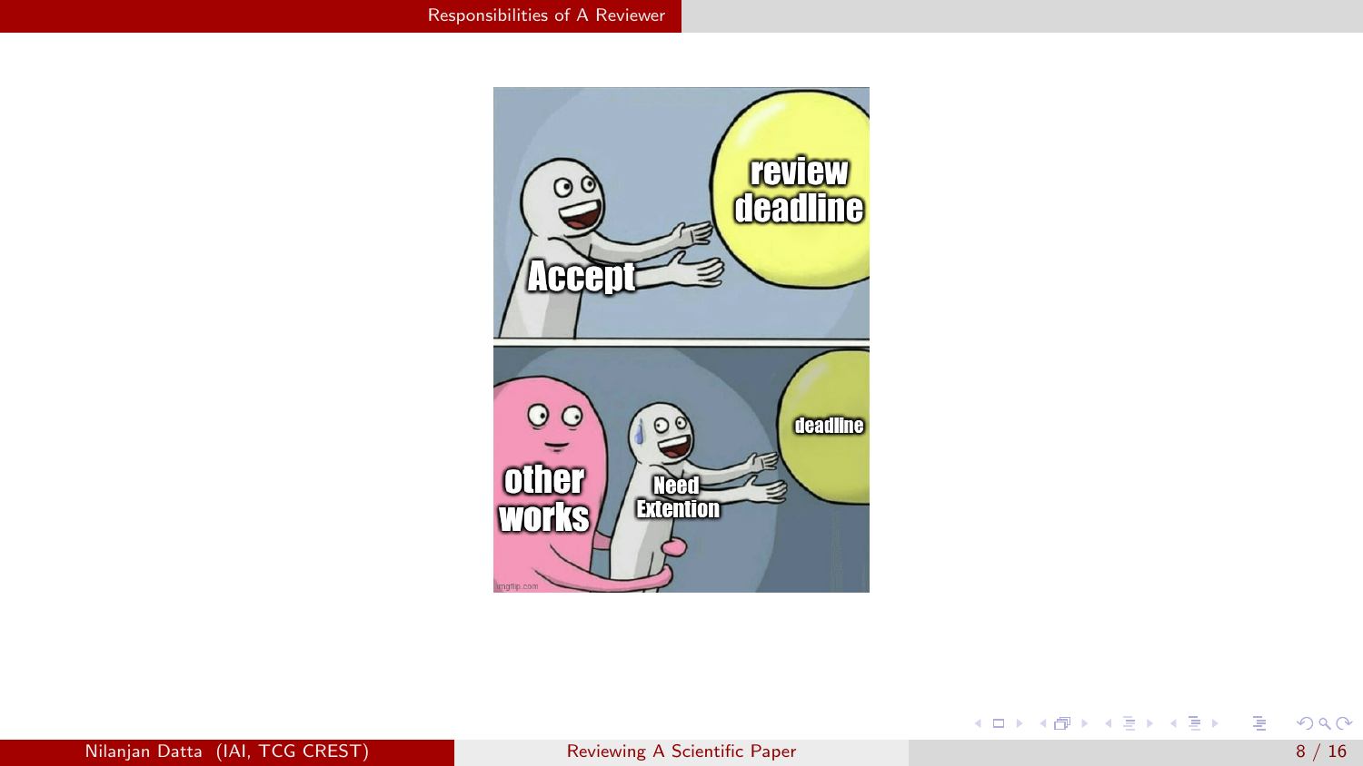review deadline

Accept

deadline

other works

Need Extention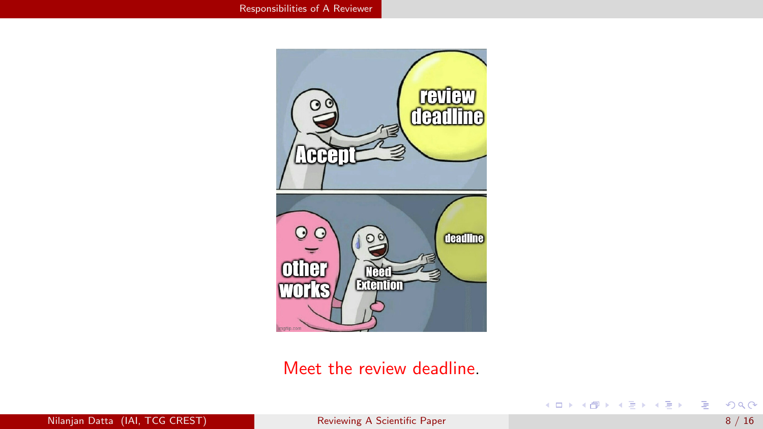Meet the review deadline.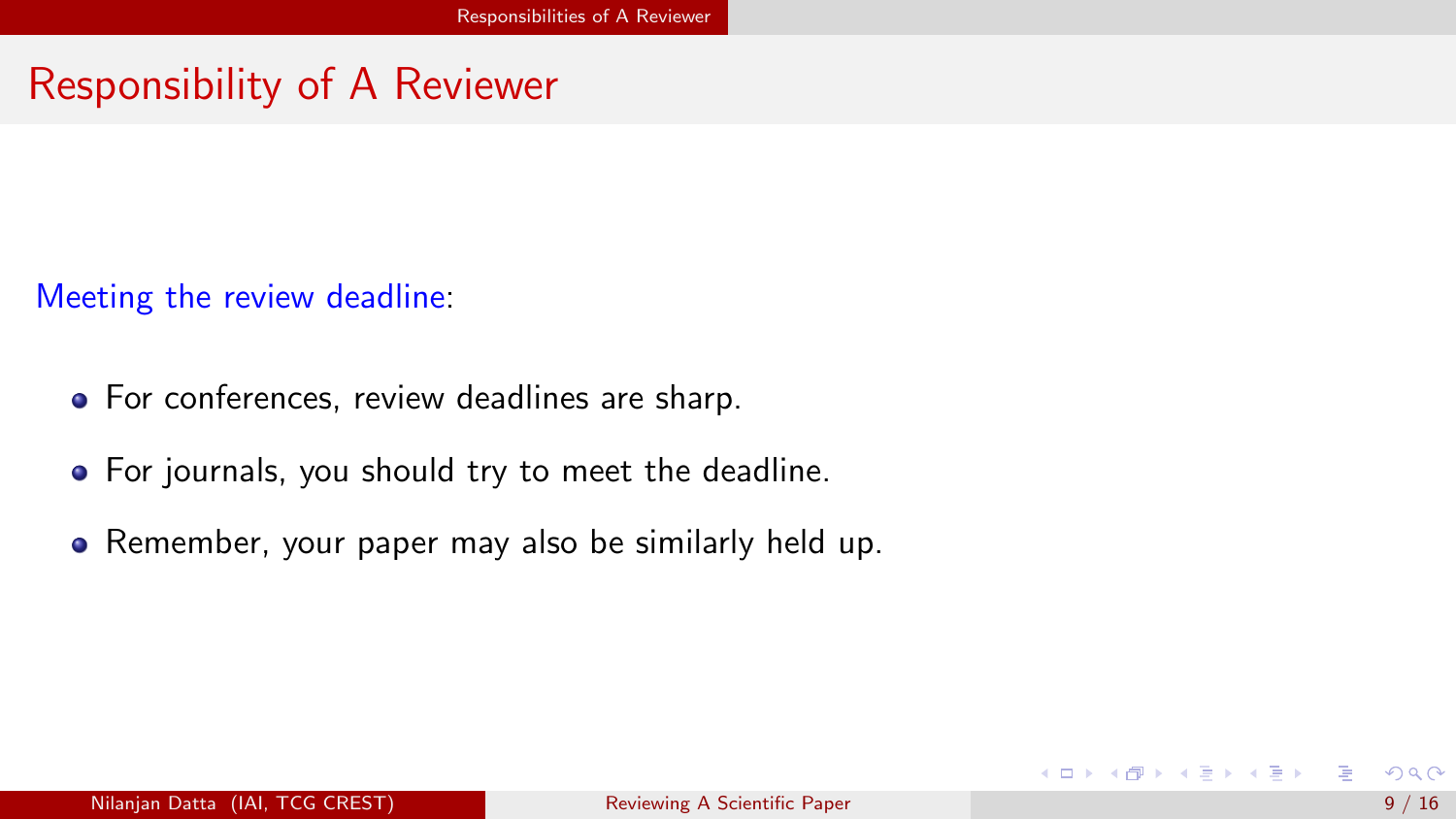# Responsibility of A Reviewer

Meeting the review deadline:

- For conferences, review deadlines are sharp.
- For journals, you should try to meet the deadline.
- Remember, your paper may also be similarly held up.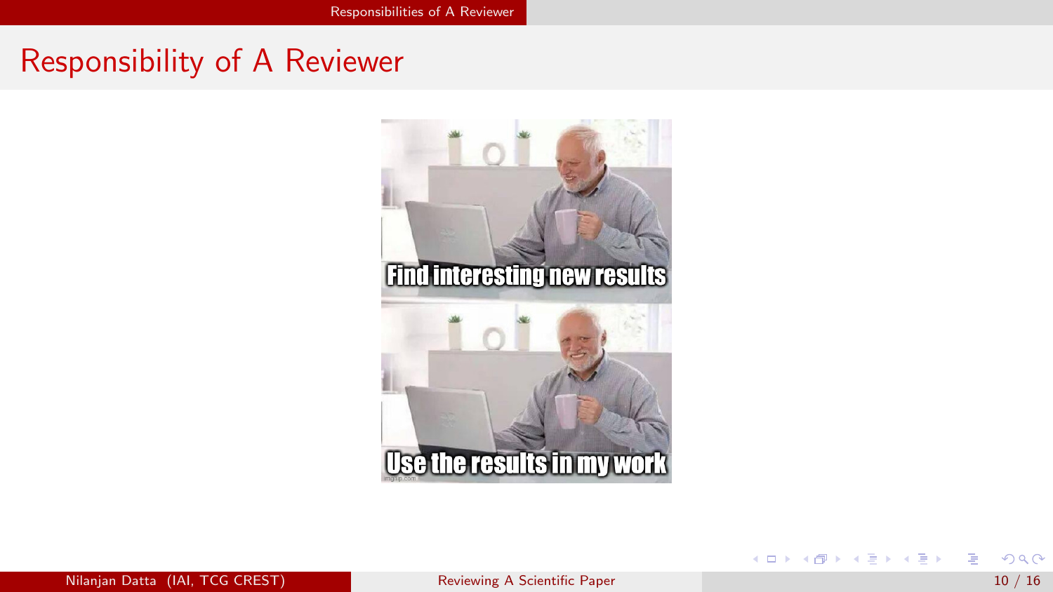# Responsibility of A Reviewer

Find interesting new results

Use the results in my work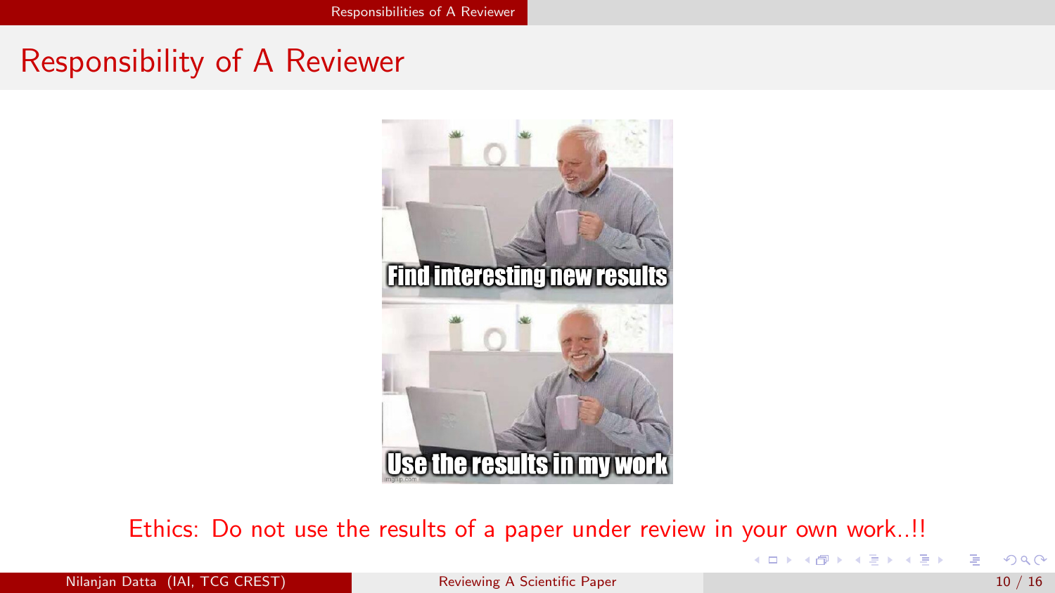## Responsibility of A Reviewer

Ethics: Do not use the results of a paper under review in your own work..!!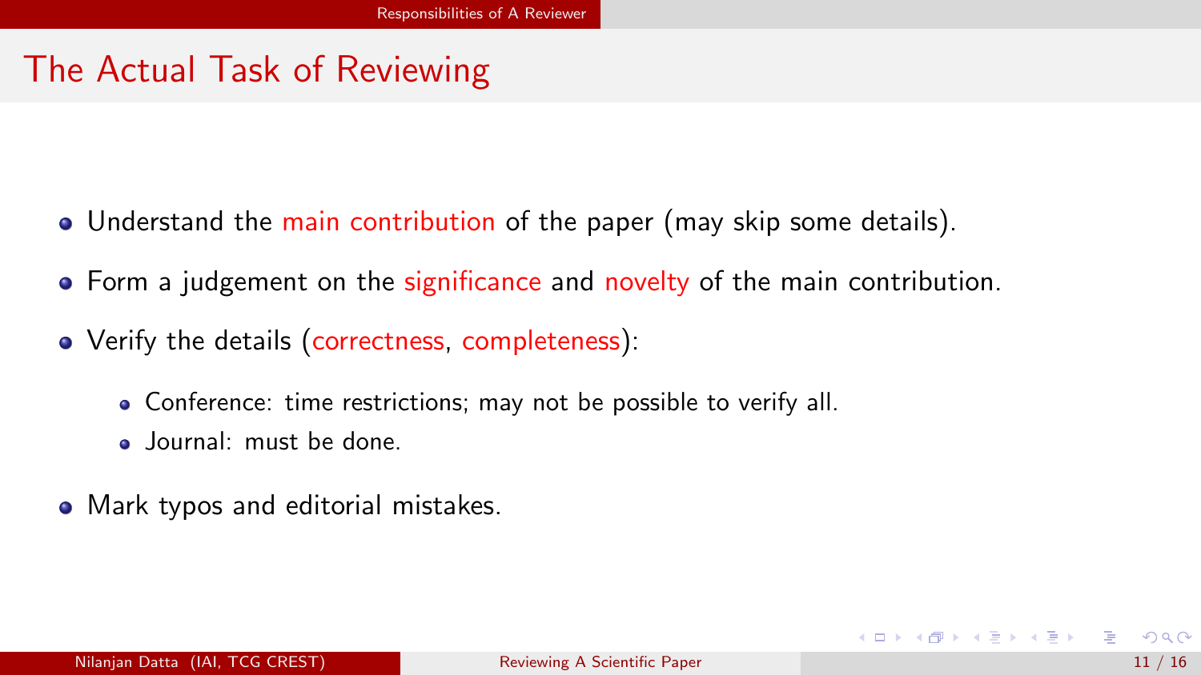# The Actual Task of Reviewing

- Understand the main contribution of the paper (may skip some details).
- Form a judgement on the significance and novelty of the main contribution.
- Verify the details (correctness, completeness):
  - Conference: time restrictions; may not be possible to verify all.
  - Journal: must be done.
- Mark typos and editorial mistakes.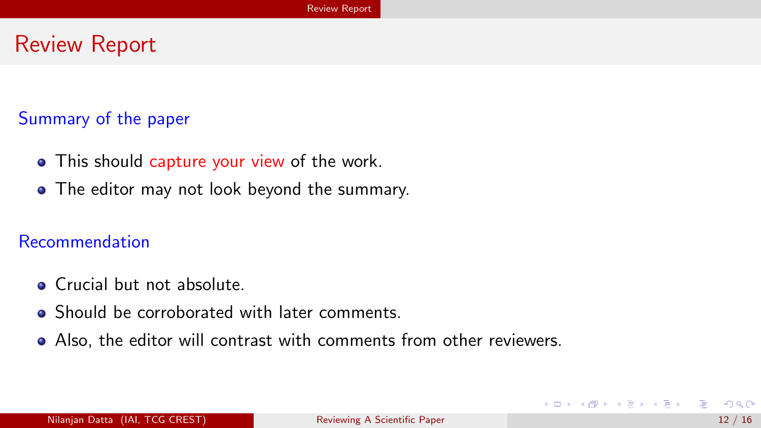# Review Report

## Summary of the paper

- This should capture your view of the work.
- The editor may not look beyond the summary.

## Recommendation

- Crucial but not absolute.
- Should be corroborated with later comments.
- Also, the editor will contrast with comments from other reviewers.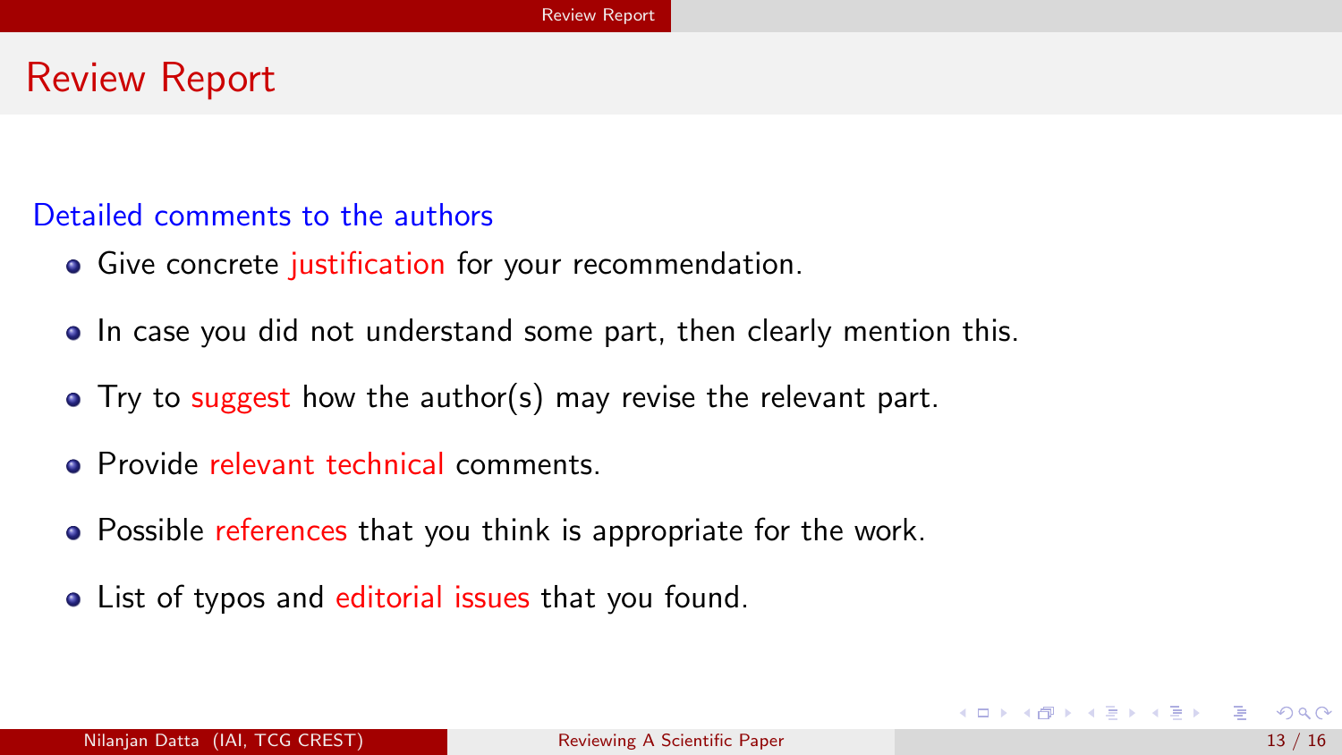# Review Report

**Detailed comments to the authors**

- Give concrete justification for your recommendation.
- In case you did not understand some part, then clearly mention this.
- Try to suggest how the author(s) may revise the relevant part.
- Provide relevant technical comments.
- Possible references that you think is appropriate for the work.
- List of typos and editorial issues that you found.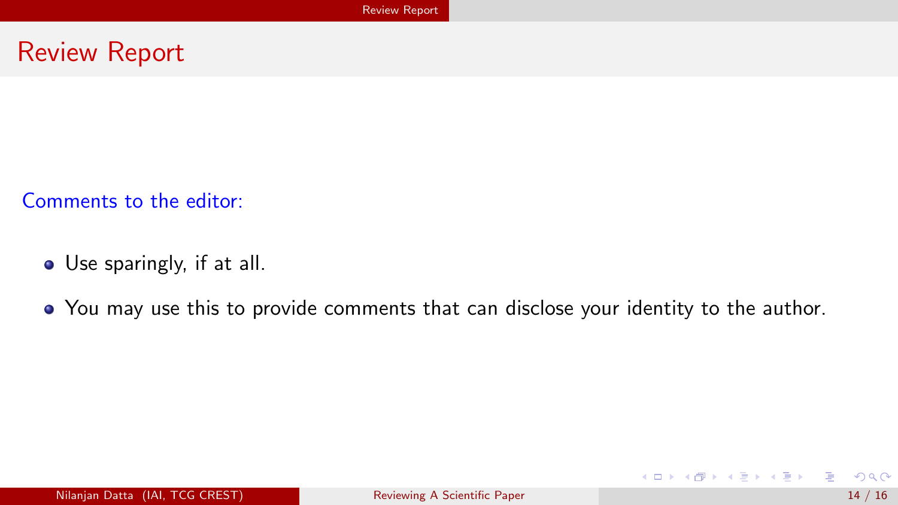# Review Report

Comments to the editor:

- Use sparingly, if at all.
- You may use this to provide comments that can disclose your identity to the author.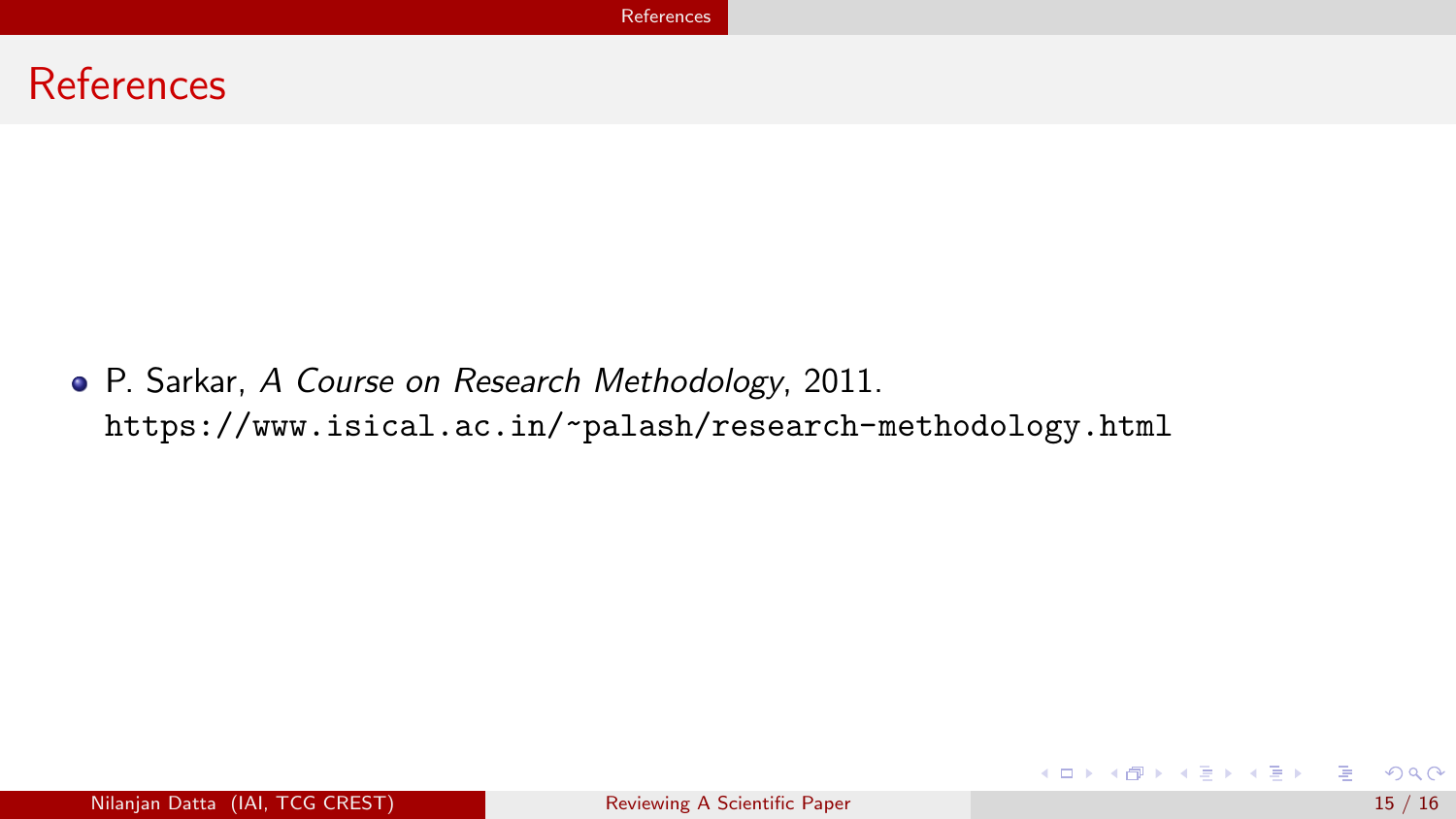# References

- P. Sarkar, *A Course on Research Methodology*, 2011.
  https://www.isical.ac.in/~palash/research-methodology.html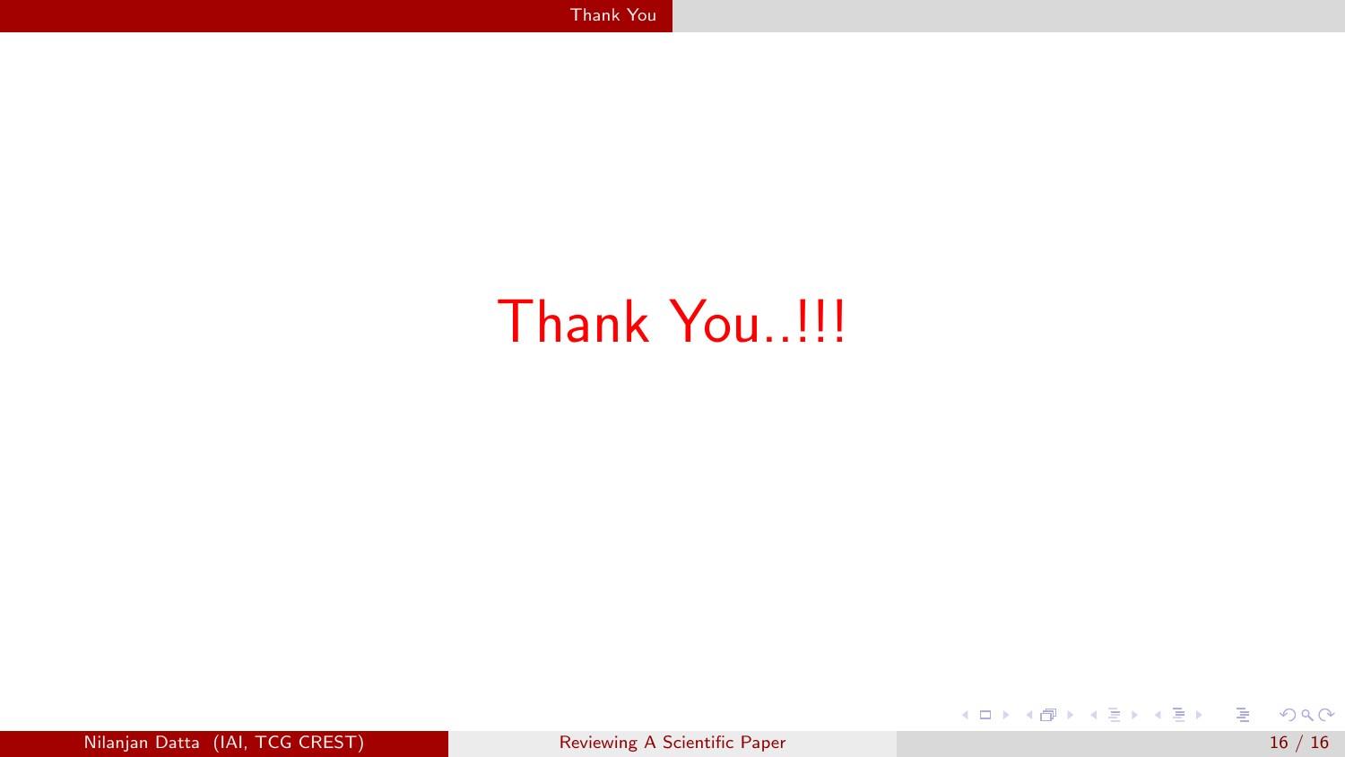Thank You..!!!